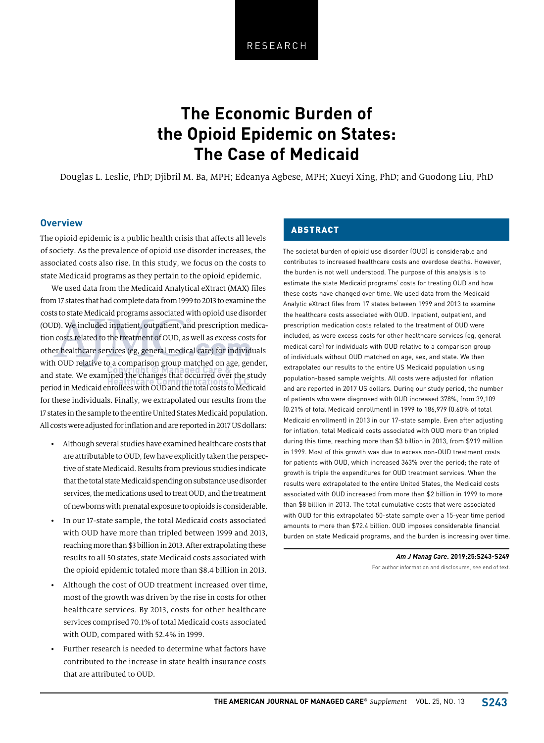RESEARCH

# The Economic Burden of the Opioid Epidemic on States: The Case of Medicaid

Douglas L. Leslie, PhD; Djibril M. Ba, MPH; Edeanya Agbese, MPH; Xueyi Xing, PhD; and Guodong Liu, PhD

## ABSTRACT

The societal burden of opioid use disorder (OUD) is considerable and contributes to increased healthcare costs and overdose deaths. However, the burden is not well understood. The purpose of this analysis is to estimate the state Medicaid programs' costs for treating OUD and how these costs have changed over time. We used data from the Medicaid Analytic eXtract files from 17 states between 1999 and 2013 to examine the healthcare costs associated with OUD. Inpatient, outpatient, and prescription medication costs related to the treatment of OUD were included, as were excess costs for other healthcare services (eg, general medical care) for individuals with OUD relative to a comparison group of individuals without OUD matched on age, sex, and state. We then extrapolated our results to the entire US Medicaid population using population-based sample weights. All costs were adjusted for inflation and are reported in 2017 US dollars. During our study period, the number of patients who were diagnosed with OUD increased 378%, from 39,109 (0.21% of total Medicaid enrollment) in 1999 to 186,979 (0.60% of total Medicaid enrollment) in 2013 in our 17-state sample. Even after adjusting for inflation, total Medicaid costs associated with OUD more than tripled during this time, reaching more than $3 billion in 2013, from $919 million in 1999. Most of this growth was due to excess non-OUD treatment costs for patients with OUD, which increased 363% over the period; the rate of growth is triple the expenditures for OUD treatment services. When the results were extrapolated to the entire United States, the Medicaid costs associated with OUD increased from more than $2 billion in 1999 to more than $8 billion in 2013. The total cumulative costs that were associated with OUD for this extrapolated 50-state sample over a 15-year time period amounts to more than $72.4 billion. OUD imposes considerable financial burden on state Medicaid programs, and the burden is increasing over time.

*Am J Manag Care*. 2019;25:S243-S249

For author information and disclosures, see end of text.

## Overview

The opioid epidemic is a public health crisis that affects all levels of society. As the prevalence of opioid use disorder increases, the associated costs also rise. In this study, we focus on the costs to state Medicaid programs as they pertain to the opioid epidemic.

We used data from the Medicaid Analytical eXtract (MAX) files from 17 states that had complete data from 1999 to 2013 to examine the costs to state Medicaid programs associated with opioid use disorder (OUD). We included inpatient, outpatient, and prescription medication costs related to the treatment of OUD, as well as excess costs for other healthcare services (eg, general medical care) for individuals with OUD relative to a comparison group matched on age, gender, and state. We examined the changes that occurred over the study period in Medicaid enrollees with OUD and the total costs to Medicaid for these individuals. Finally, we extrapolated our results from the 17 states in the sample to the entire United States Medicaid population. All costs were adjusted for inflation and are reported in 2017 US dollars:

- Although several studies have examined healthcare costs that are attributable to OUD, few have explicitly taken the perspective of state Medicaid. Results from previous studies indicate that the total state Medicaid spending on substance use disorder services, the medications used to treat OUD, and the treatment of newborns with prenatal exposure to opioids is considerable.
- In our 17-state sample, the total Medicaid costs associated with OUD have more than tripled between 1999 and 2013, reaching more than $3 billion in 2013. After extrapolating these results to all 50 states, state Medicaid costs associated with the opioid epidemic totaled more than $8.4 billion in 2013.
- Although the cost of OUD treatment increased over time, most of the growth was driven by the rise in costs for other healthcare services. By 2013, costs for other healthcare services comprised 70.1% of total Medicaid costs associated with OUD, compared with 52.4% in 1999.
- Further research is needed to determine what factors have contributed to the increase in state health insurance costs that are attributed to OUD.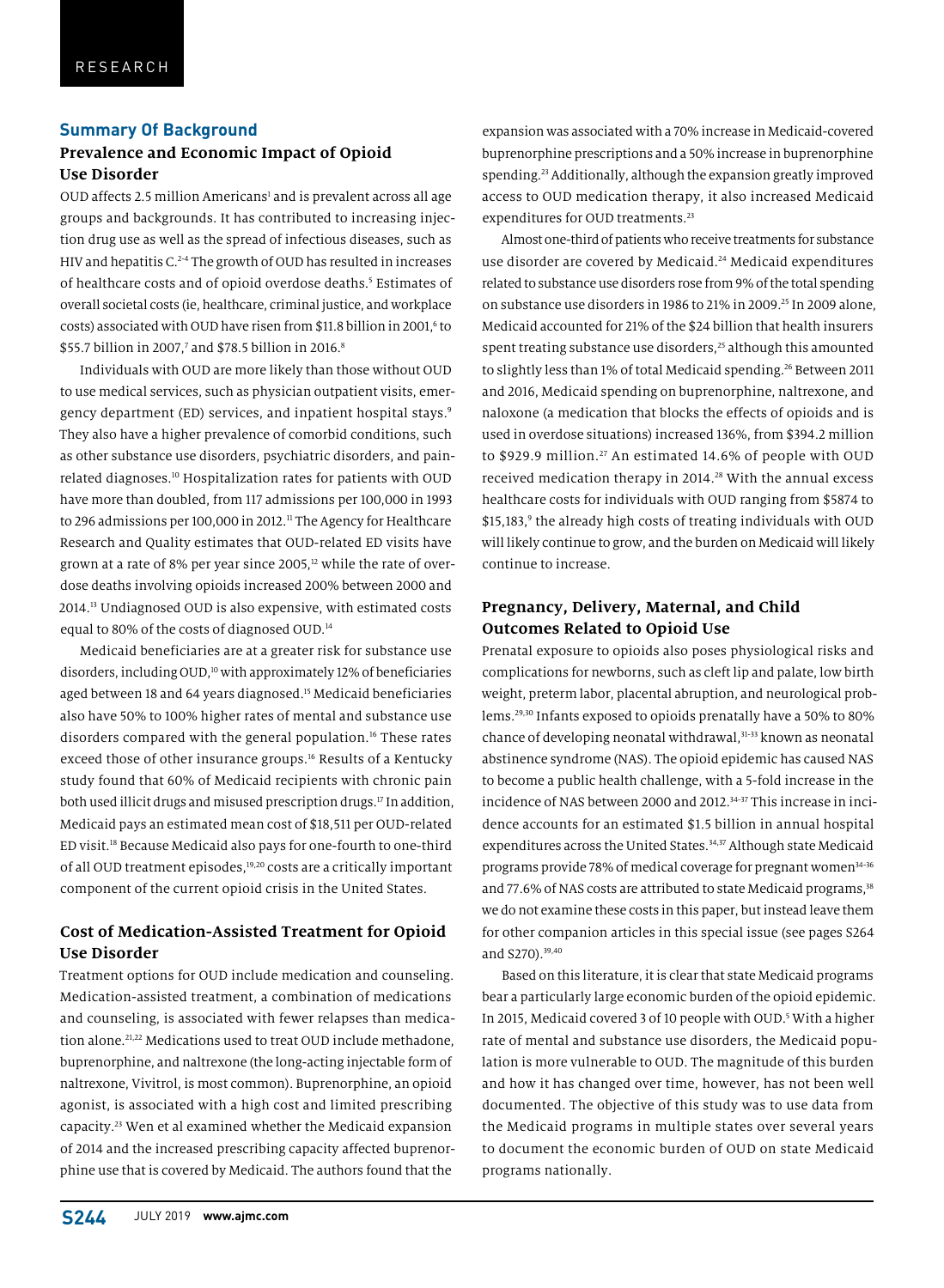## Summary Of Background

### Prevalence and Economic Impact of Opioid Use Disorder

OUD affects 2.5 million Americans[1] and is prevalent across all age groups and backgrounds. It has contributed to increasing injection drug use as well as the spread of infectious diseases, such as HIV and hepatitis C.[2-4] The growth of OUD has resulted in increases of healthcare costs and of opioid overdose deaths.[5] Estimates of overall societal costs (ie, healthcare, criminal justice, and workplace costs) associated with OUD have risen from $11.8 billion in 2001,[6] to $55.7 billion in 2007,[7] and $78.5 billion in 2016.[8]

Individuals with OUD are more likely than those without OUD to use medical services, such as physician outpatient visits, emergency department (ED) services, and inpatient hospital stays.[9] They also have a higher prevalence of comorbid conditions, such as other substance use disorders, psychiatric disorders, and pain-related diagnoses.[10] Hospitalization rates for patients with OUD have more than doubled, from 117 admissions per 100,000 in 1993 to 296 admissions per 100,000 in 2012.[11] The Agency for Healthcare Research and Quality estimates that OUD-related ED visits have grown at a rate of 8% per year since 2005,[12] while the rate of overdose deaths involving opioids increased 200% between 2000 and 2014.[13] Undiagnosed OUD is also expensive, with estimated costs equal to 80% of the costs of diagnosed OUD.[14]

Medicaid beneficiaries are at a greater risk for substance use disorders, including OUD,[10] with approximately 12% of beneficiaries aged between 18 and 64 years diagnosed.[15] Medicaid beneficiaries also have 50% to 100% higher rates of mental and substance use disorders compared with the general population.[16] These rates exceed those of other insurance groups.[16] Results of a Kentucky study found that 60% of Medicaid recipients with chronic pain both used illicit drugs and misused prescription drugs.[17] In addition, Medicaid pays an estimated mean cost of $18,511 per OUD-related ED visit.[18] Because Medicaid also pays for one-fourth to one-third of all OUD treatment episodes,[19,20] costs are a critically important component of the current opioid crisis in the United States.

### Cost of Medication-Assisted Treatment for Opioid Use Disorder

Treatment options for OUD include medication and counseling. Medication-assisted treatment, a combination of medications and counseling, is associated with fewer relapses than medication alone.[21,22] Medications used to treat OUD include methadone, buprenorphine, and naltrexone (the long-acting injectable form of naltrexone, Vivitrol, is most common). Buprenorphine, an opioid agonist, is associated with a high cost and limited prescribing capacity.[23] Wen et al examined whether the Medicaid expansion of 2014 and the increased prescribing capacity affected buprenorphine use that is covered by Medicaid. The authors found that the expansion was associated with a 70% increase in Medicaid-covered buprenorphine prescriptions and a 50% increase in buprenorphine spending.[23] Additionally, although the expansion greatly improved access to OUD medication therapy, it also increased Medicaid expenditures for OUD treatments.[23]

Almost one-third of patients who receive treatments for substance use disorder are covered by Medicaid.[24] Medicaid expenditures related to substance use disorders rose from 9% of the total spending on substance use disorders in 1986 to 21% in 2009.[25] In 2009 alone, Medicaid accounted for 21% of the $24 billion that health insurers spent treating substance use disorders,[25] although this amounted to slightly less than 1% of total Medicaid spending.[26] Between 2011 and 2016, Medicaid spending on buprenorphine, naltrexone, and naloxone (a medication that blocks the effects of opioids and is used in overdose situations) increased 136%, from $394.2 million to $929.9 million.[27] An estimated 14.6% of people with OUD received medication therapy in 2014.[28] With the annual excess healthcare costs for individuals with OUD ranging from $5874 to $15,183,[9] the already high costs of treating individuals with OUD will likely continue to grow, and the burden on Medicaid will likely continue to increase.

### Pregnancy, Delivery, Maternal, and Child Outcomes Related to Opioid Use

Prenatal exposure to opioids also poses physiological risks and complications for newborns, such as cleft lip and palate, low birth weight, preterm labor, placental abruption, and neurological problems.[29,30] Infants exposed to opioids prenatally have a 50% to 80% chance of developing neonatal withdrawal,[31-33] known as neonatal abstinence syndrome (NAS). The opioid epidemic has caused NAS to become a public health challenge, with a 5-fold increase in the incidence of NAS between 2000 and 2012.[34-37] This increase in incidence accounts for an estimated $1.5 billion in annual hospital expenditures across the United States.[34,37] Although state Medicaid programs provide 78% of medical coverage for pregnant women[34-36] and 77.6% of NAS costs are attributed to state Medicaid programs,[38] we do not examine these costs in this paper, but instead leave them for other companion articles in this special issue (see pages S264 and S270).[39,40]

Based on this literature, it is clear that state Medicaid programs bear a particularly large economic burden of the opioid epidemic. In 2015, Medicaid covered 3 of 10 people with OUD.[5] With a higher rate of mental and substance use disorders, the Medicaid population is more vulnerable to OUD. The magnitude of this burden and how it has changed over time, however, has not been well documented. The objective of this study was to use data from the Medicaid programs in multiple states over several years to document the economic burden of OUD on state Medicaid programs nationally.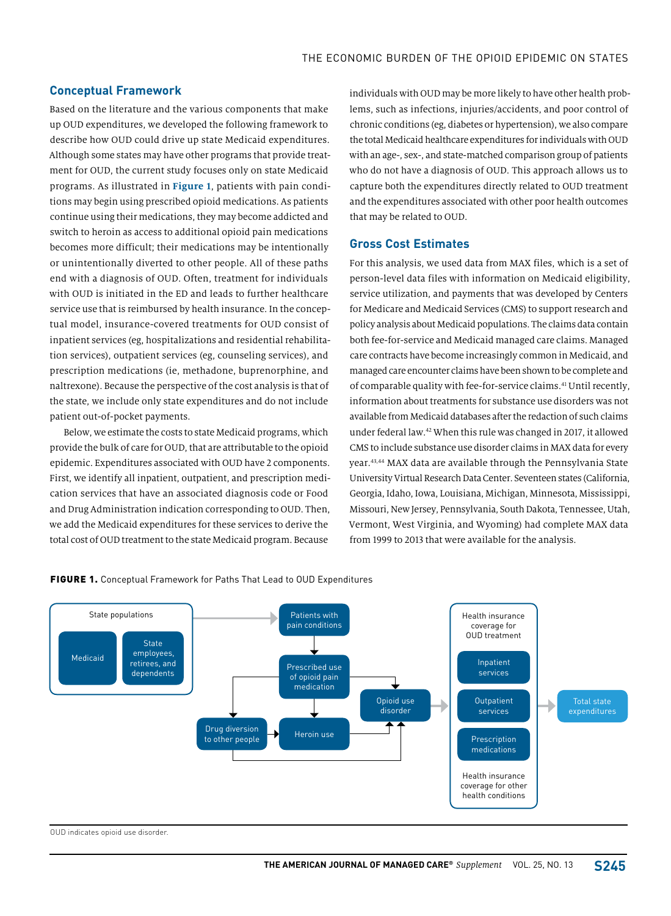## Conceptual Framework

Based on the literature and the various components that make up OUD expenditures, we developed the following framework to describe how OUD could drive up state Medicaid expenditures. Although some states may have other programs that provide treatment for OUD, the current study focuses only on state Medicaid programs. As illustrated in **Figure 1**, patients with pain conditions may begin using prescribed opioid medications. As patients continue using their medications, they may become addicted and switch to heroin as access to additional opioid pain medications becomes more difficult; their medications may be intentionally or unintentionally diverted to other people. All of these paths end with a diagnosis of OUD. Often, treatment for individuals with OUD is initiated in the ED and leads to further healthcare service use that is reimbursed by health insurance. In the conceptual model, insurance-covered treatments for OUD consist of inpatient services (eg, hospitalizations and residential rehabilitation services), outpatient services (eg, counseling services), and prescription medications (ie, methadone, buprenorphine, and naltrexone). Because the perspective of the cost analysis is that of the state, we include only state expenditures and do not include patient out-of-pocket payments.

Below, we estimate the costs to state Medicaid programs, which provide the bulk of care for OUD, that are attributable to the opioid epidemic. Expenditures associated with OUD have 2 components. First, we identify all inpatient, outpatient, and prescription medication services that have an associated diagnosis code or Food and Drug Administration indication corresponding to OUD. Then, we add the Medicaid expenditures for these services to derive the total cost of OUD treatment to the state Medicaid program. Because individuals with OUD may be more likely to have other health problems, such as infections, injuries/accidents, and poor control of chronic conditions (eg, diabetes or hypertension), we also compare the total Medicaid healthcare expenditures for individuals with OUD with an age-, sex-, and state-matched comparison group of patients who do not have a diagnosis of OUD. This approach allows us to capture both the expenditures directly related to OUD treatment and the expenditures associated with other poor health outcomes that may be related to OUD.

## Gross Cost Estimates

For this analysis, we used data from MAX files, which is a set of person-level data files with information on Medicaid eligibility, service utilization, and payments that was developed by Centers for Medicare and Medicaid Services (CMS) to support research and policy analysis about Medicaid populations. The claims data contain both fee-for-service and Medicaid managed care claims. Managed care contracts have become increasingly common in Medicaid, and managed care encounter claims have been shown to be complete and of comparable quality with fee-for-service claims.[41] Until recently, information about treatments for substance use disorders was not available from Medicaid databases after the redaction of such claims under federal law.[42] When this rule was changed in 2017, it allowed CMS to include substance use disorder claims in MAX data for every year.[43,44] MAX data are available through the Pennsylvania State University Virtual Research Data Center. Seventeen states (California, Georgia, Idaho, Iowa, Louisiana, Michigan, Minnesota, Mississippi, Missouri, New Jersey, Pennsylvania, South Dakota, Tennessee, Utah, Vermont, West Virginia, and Wyoming) had complete MAX data from 1999 to 2013 that were available for the analysis.

**FIGURE 1.** Conceptual Framework for Paths That Lead to OUD Expenditures

State populations: Medicaid; State employees, retirees, and dependents → Patients with pain conditions → Prescribed use of opioid pain medication → Heroin use / Drug diversion to other people / Opioid use disorder → Health insurance coverage for OUD treatment (Inpatient services; Outpatient services; Prescription medications); Health insurance coverage for other health conditions → Total state expenditures

OUD indicates opioid use disorder.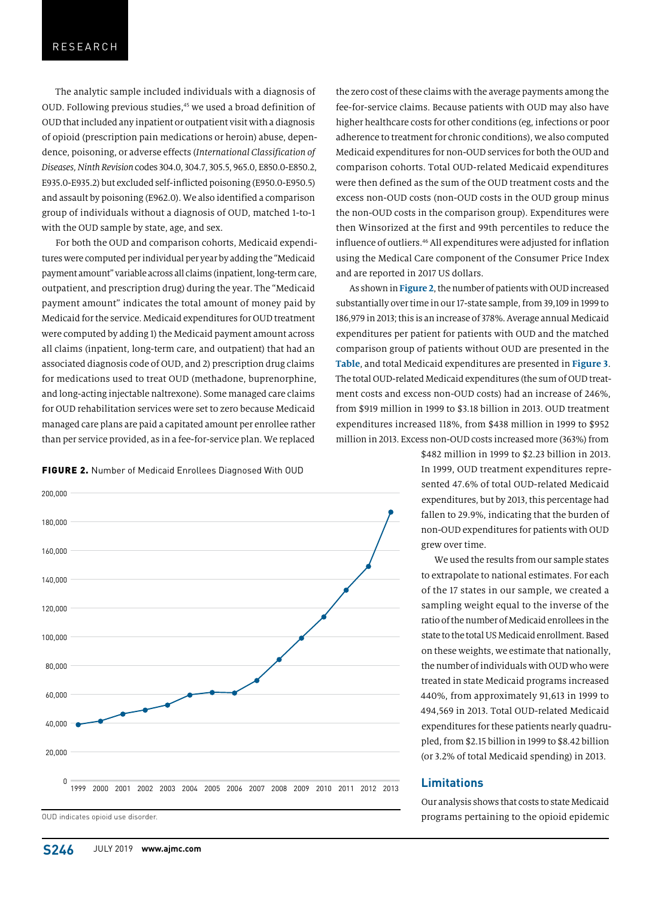The analytic sample included individuals with a diagnosis of OUD. Following previous studies,[45] we used a broad definition of OUD that included any inpatient or outpatient visit with a diagnosis of opioid (prescription pain medications or heroin) abuse, dependence, poisoning, or adverse effects (*International Classification of Diseases, Ninth Revision* codes 304.0, 304.7, 305.5, 965.0, E850.0-E850.2, E935.0-E935.2) but excluded self-inflicted poisoning (E950.0-E950.5) and assault by poisoning (E962.0). We also identified a comparison group of individuals without a diagnosis of OUD, matched 1-to-1 with the OUD sample by state, age, and sex.

For both the OUD and comparison cohorts, Medicaid expenditures were computed per individual per year by adding the "Medicaid payment amount" variable across all claims (inpatient, long-term care, outpatient, and prescription drug) during the year. The "Medicaid payment amount" indicates the total amount of money paid by Medicaid for the service. Medicaid expenditures for OUD treatment were computed by adding 1) the Medicaid payment amount across all claims (inpatient, long-term care, and outpatient) that had an associated diagnosis code of OUD, and 2) prescription drug claims for medications used to treat OUD (methadone, buprenorphine, and long-acting injectable naltrexone). Some managed care claims for OUD rehabilitation services were set to zero because Medicaid managed care plans are paid a capitated amount per enrollee rather than per service provided, as in a fee-for-service plan. We replaced the zero cost of these claims with the average payments among the fee-for-service claims. Because patients with OUD may also have higher healthcare costs for other conditions (eg, infections or poor adherence to treatment for chronic conditions), we also computed Medicaid expenditures for non-OUD services for both the OUD and comparison cohorts. Total OUD-related Medicaid expenditures were then defined as the sum of the OUD treatment costs and the excess non-OUD costs (non-OUD costs in the OUD group minus the non-OUD costs in the comparison group). Expenditures were then Winsorized at the first and 99th percentiles to reduce the influence of outliers.[46] All expenditures were adjusted for inflation using the Medical Care component of the Consumer Price Index and are reported in 2017 US dollars.

As shown in **Figure 2**, the number of patients with OUD increased substantially over time in our 17-state sample, from 39,109 in 1999 to 186,979 in 2013; this is an increase of 378%. Average annual Medicaid expenditures per patient for patients with OUD and the matched comparison group of patients without OUD are presented in the **Table**, and total Medicaid expenditures are presented in **Figure 3**. The total OUD-related Medicaid expenditures (the sum of OUD treatment costs and excess non-OUD costs) had an increase of 246%, from $919 million in 1999 to $3.18 billion in 2013. OUD treatment expenditures increased 118%, from $438 million in 1999 to $952 million in 2013. Excess non-OUD costs increased more (363%) from $482 million in 1999 to $2.23 billion in 2013. In 1999, OUD treatment expenditures represented 47.6% of total OUD-related Medicaid expenditures, but by 2013, this percentage had fallen to 29.9%, indicating that the burden of non-OUD expenditures for patients with OUD grew over time.

**FIGURE 2.** Number of Medicaid Enrollees Diagnosed With OUD

OUD indicates opioid use disorder.

We used the results from our sample states to extrapolate to national estimates. For each of the 17 states in our sample, we created a sampling weight equal to the inverse of the ratio of the number of Medicaid enrollees in the state to the total US Medicaid enrollment. Based on these weights, we estimate that nationally, the number of individuals with OUD who were treated in state Medicaid programs increased 440%, from approximately 91,613 in 1999 to 494,569 in 2013. Total OUD-related Medicaid expenditures for these patients nearly quadrupled, from $2.15 billion in 1999 to $8.42 billion (or 3.2% of total Medicaid spending) in 2013.

## Limitations

Our analysis shows that costs to state Medicaid programs pertaining to the opioid epidemic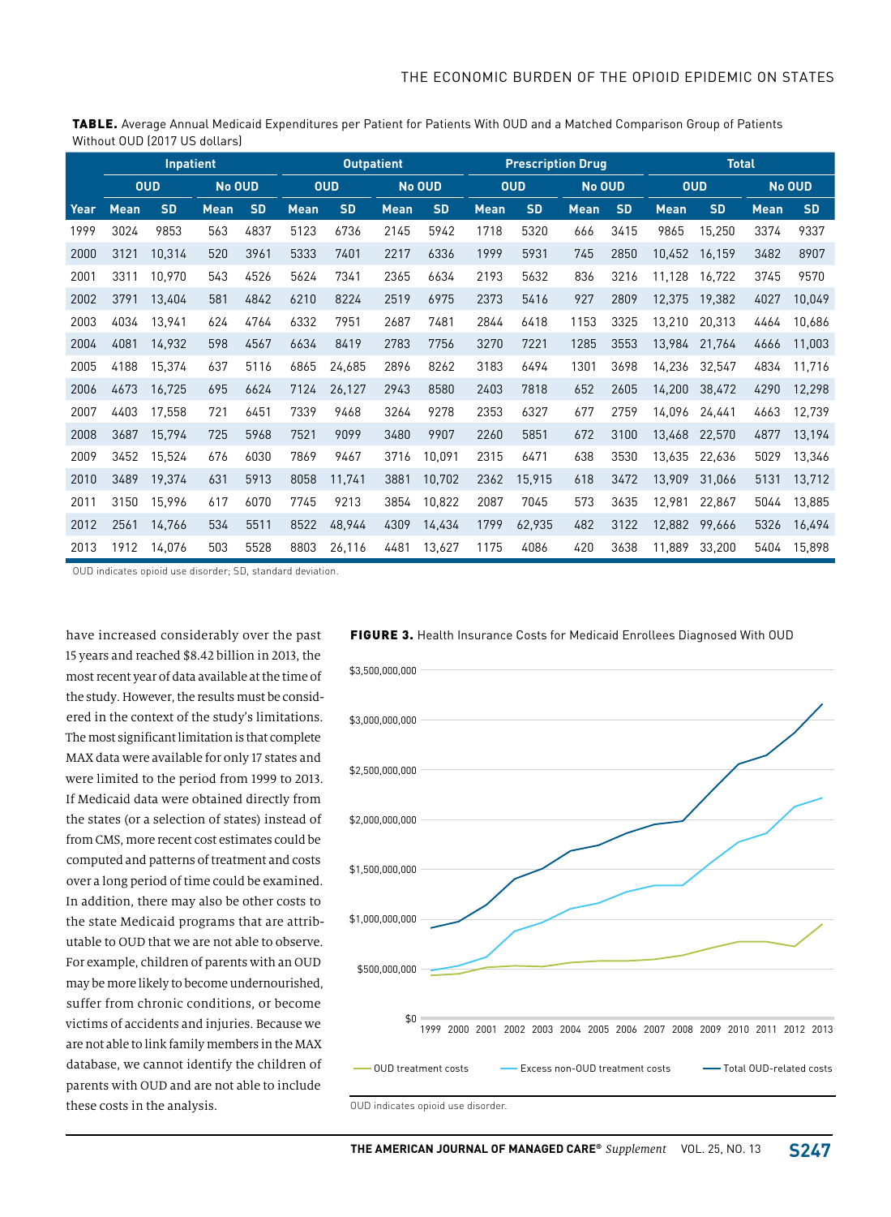**TABLE.** Average Annual Medicaid Expenditures per Patient for Patients With OUD and a Matched Comparison Group of Patients Without OUD (2017 US dollars)

| | Inpatient | | | | Outpatient | | | | Prescription Drug | | | | Total | | | |
|---|---|---|---|---|---|---|---|---|---|---|---|---|---|---|---|---|
| | OUD | | No OUD | | OUD | | No OUD | | OUD | | No OUD | | OUD | | No OUD | |
| Year | Mean | SD | Mean | SD | Mean | SD | Mean | SD | Mean | SD | Mean | SD | Mean | SD | Mean | SD |
| 1999 | 3024 | 9853 | 563 | 4837 | 5123 | 6736 | 2145 | 5942 | 1718 | 5320 | 666 | 3415 | 9865 | 15,250 | 3374 | 9337 |
| 2000 | 3121 | 10,314 | 520 | 3961 | 5333 | 7401 | 2217 | 6336 | 1999 | 5931 | 745 | 2850 | 10,452 | 16,159 | 3482 | 8907 |
| 2001 | 3311 | 10,970 | 543 | 4526 | 5624 | 7341 | 2365 | 6634 | 2193 | 5632 | 836 | 3216 | 11,128 | 16,722 | 3745 | 9570 |
| 2002 | 3791 | 13,404 | 581 | 4842 | 6210 | 8224 | 2519 | 6975 | 2373 | 5416 | 927 | 2809 | 12,375 | 19,382 | 4027 | 10,049 |
| 2003 | 4034 | 13,941 | 624 | 4764 | 6332 | 7951 | 2687 | 7481 | 2844 | 6418 | 1153 | 3325 | 13,210 | 20,313 | 4464 | 10,686 |
| 2004 | 4081 | 14,932 | 598 | 4567 | 6634 | 8419 | 2783 | 7756 | 3270 | 7221 | 1285 | 3553 | 13,984 | 21,764 | 4666 | 11,003 |
| 2005 | 4188 | 15,374 | 637 | 5116 | 6865 | 24,685 | 2896 | 8262 | 3183 | 6494 | 1301 | 3698 | 14,236 | 32,547 | 4834 | 11,716 |
| 2006 | 4673 | 16,725 | 695 | 6624 | 7124 | 26,127 | 2943 | 8580 | 2403 | 7818 | 652 | 2605 | 14,200 | 38,472 | 4290 | 12,298 |
| 2007 | 4403 | 17,558 | 721 | 6451 | 7339 | 9468 | 3264 | 9278 | 2353 | 6327 | 677 | 2759 | 14,096 | 24,441 | 4663 | 12,739 |
| 2008 | 3687 | 15,794 | 725 | 5968 | 7521 | 9099 | 3480 | 9907 | 2260 | 5851 | 672 | 3100 | 13,468 | 22,570 | 4877 | 13,194 |
| 2009 | 3452 | 15,524 | 676 | 6030 | 7869 | 9467 | 3716 | 10,091 | 2315 | 6471 | 638 | 3530 | 13,635 | 22,636 | 5029 | 13,346 |
| 2010 | 3489 | 19,374 | 631 | 5913 | 8058 | 11,741 | 3881 | 10,702 | 2362 | 15,915 | 618 | 3472 | 13,909 | 31,066 | 5131 | 13,712 |
| 2011 | 3150 | 15,996 | 617 | 6070 | 7745 | 9213 | 3854 | 10,822 | 2087 | 7045 | 573 | 3635 | 12,981 | 22,867 | 5044 | 13,885 |
| 2012 | 2561 | 14,766 | 534 | 5511 | 8522 | 48,944 | 4309 | 14,434 | 1799 | 62,935 | 482 | 3122 | 12,882 | 99,666 | 5326 | 16,494 |
| 2013 | 1912 | 14,076 | 503 | 5528 | 8803 | 26,116 | 4481 | 13,627 | 1175 | 4086 | 420 | 3638 | 11,889 | 33,200 | 5404 | 15,898 |

OUD indicates opioid use disorder; SD, standard deviation.

have increased considerably over the past 15 years and reached $8.42 billion in 2013, the most recent year of data available at the time of the study. However, the results must be considered in the context of the study's limitations. The most significant limitation is that complete MAX data were available for only 17 states and were limited to the period from 1999 to 2013. If Medicaid data were obtained directly from the states (or a selection of states) instead of from CMS, more recent cost estimates could be computed and patterns of treatment and costs over a long period of time could be examined. In addition, there may also be other costs to the state Medicaid programs that are attributable to OUD that we are not able to observe. For example, children of parents with an OUD may be more likely to become undernourished, suffer from chronic conditions, or become victims of accidents and injuries. Because we are not able to link family members in the MAX database, we cannot identify the children of parents with OUD and are not able to include these costs in the analysis.

**FIGURE 3.** Health Insurance Costs for Medicaid Enrollees Diagnosed With OUD

OUD indicates opioid use disorder.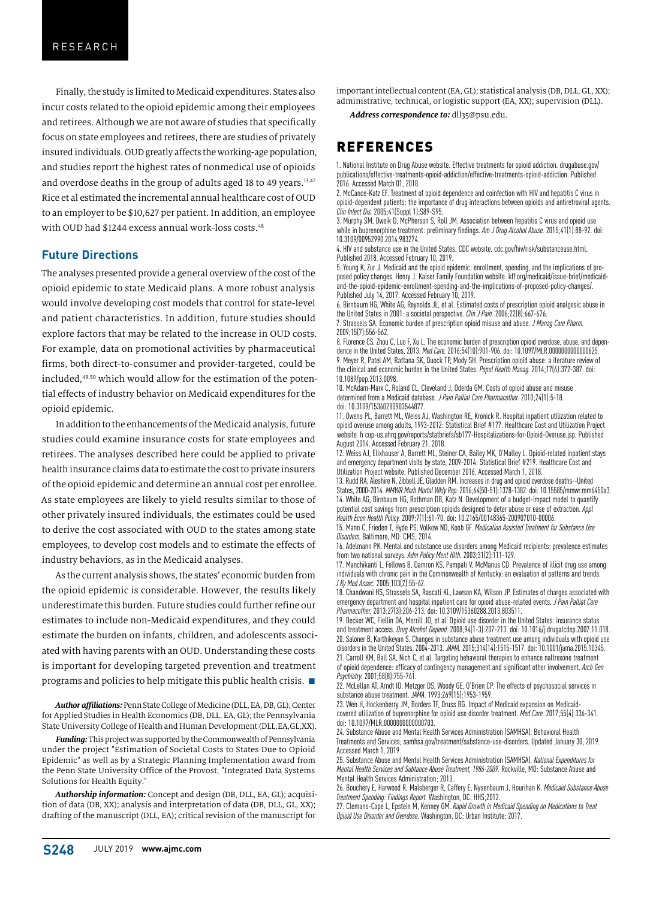Finally, the study is limited to Medicaid expenditures. States also incur costs related to the opioid epidemic among their employees and retirees. Although we are not aware of studies that specifically focus on state employees and retirees, there are studies of privately insured individuals. OUD greatly affects the working-age population, and studies report the highest rates of nonmedical use of opioids and overdose deaths in the group of adults aged 18 to 49 years.[13,47] Rice et al estimated the incremental annual healthcare cost of OUD to an employer to be $10,627 per patient. In addition, an employee with OUD had $1244 excess annual work-loss costs.[48]

## Future Directions

The analyses presented provide a general overview of the cost of the opioid epidemic to state Medicaid plans. A more robust analysis would involve developing cost models that control for state-level and patient characteristics. In addition, future studies should explore factors that may be related to the increase in OUD costs. For example, data on promotional activities by pharmaceutical firms, both direct-to-consumer and provider-targeted, could be included,[49,50] which would allow for the estimation of the potential effects of industry behavior on Medicaid expenditures for the opioid epidemic.

In addition to the enhancements of the Medicaid analysis, future studies could examine insurance costs for state employees and retirees. The analyses described here could be applied to private health insurance claims data to estimate the cost to private insurers of the opioid epidemic and determine an annual cost per enrollee. As state employees are likely to yield results similar to those of other privately insured individuals, the estimates could be used to derive the cost associated with OUD to the states among state employees, to develop cost models and to estimate the effects of industry behaviors, as in the Medicaid analyses.

As the current analysis shows, the states' economic burden from the opioid epidemic is considerable. However, the results likely underestimate this burden. Future studies could further refine our estimates to include non-Medicaid expenditures, and they could estimate the burden on infants, children, and adolescents associated with having parents with an OUD. Understanding these costs is important for developing targeted prevention and treatment programs and policies to help mitigate this public health crisis. ■

***Author affiliations:*** Penn State College of Medicine (DLL, EA, DB, GL); Center for Applied Studies in Health Economics (DB, DLL, EA, GL); the Pennsylvania State University College of Health and Human Development (DLL,EA,GL,XX).

***Funding:*** This project was supported by the Commonwealth of Pennsylvania under the project "Estimation of Societal Costs to States Due to Opioid Epidemic" as well as by a Strategic Planning Implementation award from the Penn State University Office of the Provost, "Integrated Data Systems Solutions for Health Equity."

***Authorship information:*** Concept and design (DB, DLL, EA, GL); acquisition of data (DB, XX); analysis and interpretation of data (DB, DLL, GL, XX); drafting of the manuscript (DLL, EA); critical revision of the manuscript for important intellectual content (EA, GL); statistical analysis (DB, DLL, GL, XX); administrative, technical, or logistic support (EA, XX); supervision (DLL).

***Address correspondence to:*** dll35@psu.edu.

## REFERENCES

1. National Institute on Drug Abuse website. Effective treatments for opioid addiction. drugabuse.gov/publications/effective-treatments-opioid-addiction/effective-treatments-opioid-addiction. Published 2016. Accessed March 01, 2018.
2. McCance-Katz EF. Treatment of opioid dependence and coinfection with HIV and hepatitis C virus in opioid-dependent patients: the importance of drug interactions between opioids and antiretroviral agents. *Clin Infect Dis.* 2005;41(Suppl 1):S89-S95.
3. Murphy SM, Dweik D, McPherson S, Roll JM. Association between hepatitis C virus and opioid use while in buprenorphine treatment: preliminary findings. *Am J Drug Alcohol Abuse.* 2015;41(1):88-92. doi: 10.3109/00952990.2014.983274.
4. HIV and substance use in the United States. CDC website. cdc.gov/hiv/risk/substanceuse.html. Published 2018. Accessed February 10, 2019.
5. Young K, Zur J. Medicaid and the opioid epidemic: enrollment, spending, and the implications of proposed policy changes. Henry J. Kaiser Family Foundation website. kff.org/medicaid/issue-brief/medicaid-and-the-opioid-epidemic-enrollment-spending-and-the-implications-of-proposed-policy-changes/. Published July 14, 2017. Accessed February 10, 2019.
6. Birnbaum HG, White AG, Reynolds JL, et al. Estimated costs of prescription opioid analgesic abuse in the United States in 2001: a societal perspective. *Clin J Pain.* 2006;22(8):667-676.
7. Strassels SA. Economic burden of prescription opioid misuse and abuse. *J Manag Care Pharm.* 2009;15(7):556-562.
8. Florence CS, Zhou C, Luo F, Xu L. The economic burden of prescription opioid overdose, abuse, and dependence in the United States, 2013. *Med Care.* 2016;54(10):901-906. doi: 10.1097/MLR.0000000000000625.
9. Meyer R, Patel AM, Rattana SK, Quock TP, Mody SH. Prescription opioid abuse: a iterature review of the clinical and economic burden in the United States. *Popul Health Manag.* 2014;17(6):372-387. doi: 10.1089/pop.2013.0098.
10. McAdam-Marx C, Roland CL, Cleveland J, Oderda GM. Costs of opioid abuse and misuse determined from a Medicaid database. *J Pain Palliat Care Pharmacother.* 2010;24(1):5-18. doi: 10.3109/15360280903544877.
11. Owens PL, Barrett ML, Weiss AJ, Washington RE, Kronick R. Hospital inpatient utilization related to opioid overuse among adults, 1993-2012: Statistical Brief #177. Healthcare Cost and Utilization Project website. h cup-us.ahrq.gov/reports/statbriefs/sb177-Hospitalizations-for-Opioid-Overuse.jsp. Published August 2014. Accessed February 21, 2018.
12. Weiss AJ, Elixhauser A, Barrett ML, Steiner CA, Bailey MK, O'Malley L. Opioid-related inpatient stays and emergency department visits by state, 2009-2014: Statistical Brief #219. Healthcare Cost and Utilization Project website. Published December 2016. Accessed March 1, 2018.
13. Rudd RA, Aleshire N, Zibbell JE, Gladden RM. Increases in drug and opioid overdose deaths--United States, 2000-2014. *MMWR Morb Mortal Wkly Rep.* 2016;64(50-51):1378-1382. doi: 10.15585/mmwr.mm6450a3.
14. White AG, Birnbaum HG, Rothman DB, Katz N. Development of a budget-impact model to quantify potential cost savings from prescription opioids designed to deter abuse or ease of extraction. *Appl Health Econ Health Policy.* 2009;7(1):61-70. doi: 10.2165/00148365-200907010-00006.
15. Mann C, Frieden T, Hyde PS, Volkow ND, Koob GF. *Medication Assisted Treatment for Substance Use Disorders.* Baltimore, MD: CMS; 2014.
16. Adelmann PK. Mental and substance use disorders among Medicaid recipients: prevalence estimates from two national surveys. *Adm Policy Ment Hlth.* 2003;31(2):111-129.
17. Manchikanti L, Fellows B, Damron KS, Pampati V, McManus CD. Prevalence of illicit drug use among individuals with chronic pain in the Commonwealth of Kentucky: an evaluation of patterns and trends. *J Ky Med Assoc.* 2005;103(2):55-62.
18. Chandwani HS, Strassels SA, Rascati KL, Lawson KA, Wilson JP. Estimates of charges associated with emergency department and hospital inpatient care for opioid abuse-related events. *J Pain Palliat Care Pharmacother.* 2013;27(3):206-213. doi: 10.3109/15360288.2013.803511.
19. Becker WC, Fiellin DA, Merrill JO, et al. Opioid use disorder in the United States: insurance status and treatment access. *Drug Alcohol Depend.* 2008;94(1-3):207-213. doi: 10.1016/j.drugalcdep.2007.11.018.
20. Saloner B, Karthikeyan S. Changes in substance abuse treatment use among individuals with opioid use disorders in the United States, 2004-2013. *JAMA.* 2015;314(14):1515-1517. doi: 10.1001/jama.2015.10345.
21. Carroll KM, Ball SA, Nich C, et al. Targeting behavioral therapies to enhance naltrexone treatment of opioid dependence: efficacy of contingency management and significant other involvement. *Arch Gen Psychiatry.* 2001;58(8):755-761.
22. McLellan AT, Arndt IO, Metzger DS, Woody GE, O'Brien CP. The effects of psychosocial services in substance abuse treatment. *JAMA.* 1993;269(15):1953-1959.
23. Wen H, Hockenberry JM, Borders TF, Druss BG. Impact of Medicaid expansion on Medicaid-covered utilization of buprenorphine for opioid use disorder treatment. *Med Care.* 2017;55(4):336-341. doi: 10.1097/MLR.0000000000000703.
24. Substance Abuse and Mental Health Services Administration (SAMHSA). Behavioral Health Treatments and Services; samhsa.gov/treatment/substance-use-disorders. Updated January 30, 2019. Accessed March 1, 2019.
25. Substance Abuse and Mental Health Services Administration (SAMHSA). *National Expenditures for Mental Health Services and Subtance Abuse Treatment, 1986-2009.* Rockville, MD: Substance Abuse and Mental Health Services Administration; 2013.
26. Bouchery E, Harwood R, Malsberger R, Caffery E, Nysenbaum J, Hourihan K. *Medicaid Substance Abuse Treatment Spending: Findings Report.* Washington, DC: HHS;2012.
27. Clemans-Cape L, Epstein M, Kenney GM. *Rapid Growth in Medicaid Spending on Medications to Treat Opioid Use Disorder and Overdose.* Washington, DC: Urban Institute; 2017.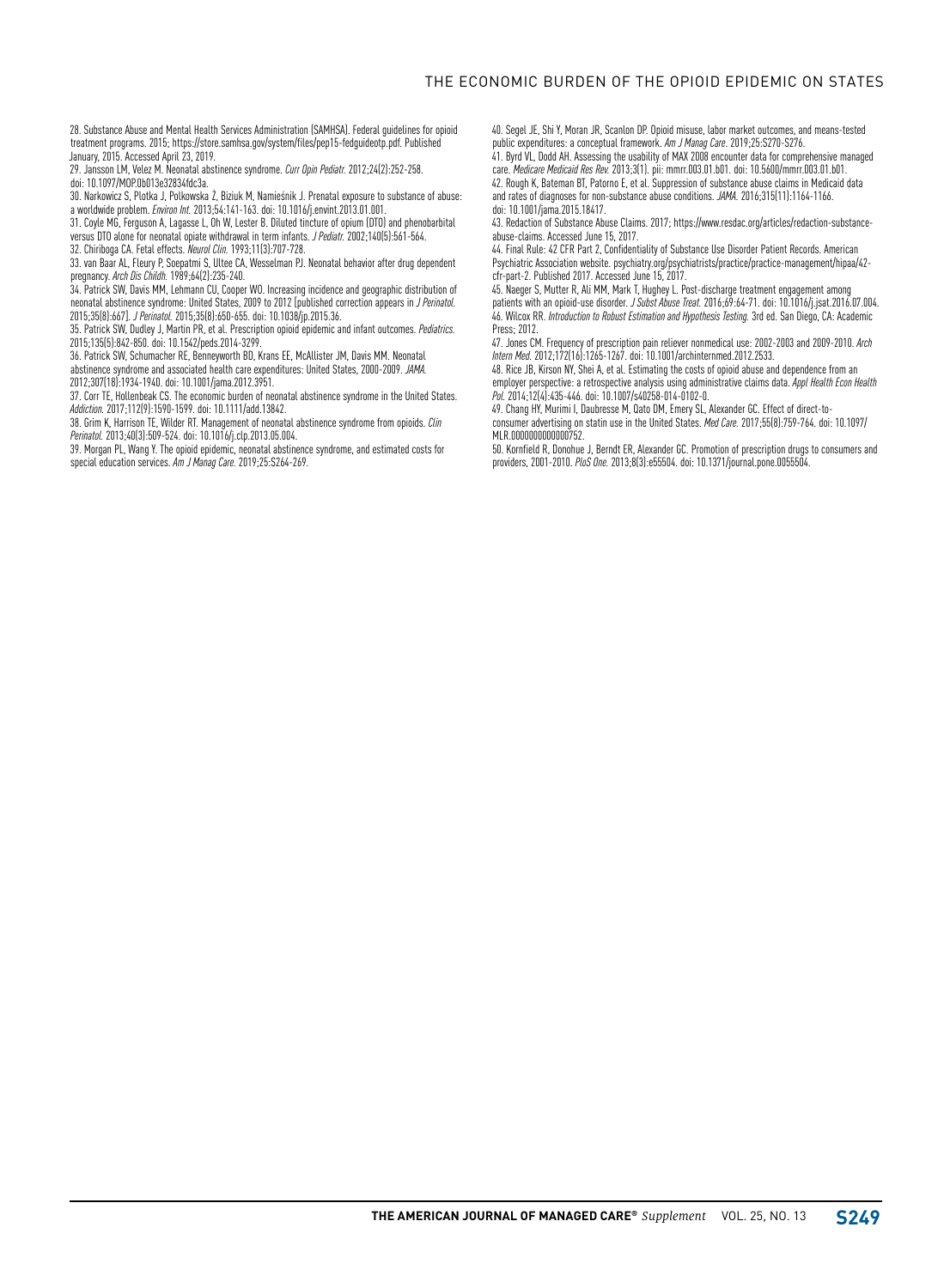28. Substance Abuse and Mental Health Services Administration (SAMHSA). Federal guidelines for opioid treatment programs. 2015; https://store.samhsa.gov/system/files/pep15-fedguideotp.pdf. Published January, 2015. Accessed April 23, 2019.

29. Jansson LM, Velez M. Neonatal abstinence syndrome. *Curr Opin Pediatr.* 2012;24(2):252-258. doi: 10.1097/MOP.0b013e32834fdc3a.

30. Narkowicz S, Plotka J, Polkowska Ż, Biziuk M, Namieśnik J. Prenatal exposure to substance of abuse: a worldwide problem. *Environ Int.* 2013;54:141-163. doi: 10.1016/j.envint.2013.01.001.

31. Coyle MG, Ferguson A, Lagasse L, Oh W, Lester B. Diluted tincture of opium (DTO) and phenobarbital versus DTO alone for neonatal opiate withdrawal in term infants. *J Pediatr.* 2002;140(5):561-564.

32. Chiriboga CA. Fetal effects. *Neurol Clin.* 1993;11(3):707-728.

33. van Baar AL, Fleury P, Soepatmi S, Ultee CA, Wesselman PJ. Neonatal behavior after drug dependent pregnancy. *Arch Dis Childh.* 1989;64(2):235-240.

34. Patrick SW, Davis MM, Lehmann CU, Cooper WO. Increasing incidence and geographic distribution of neonatal abstinence syndrome: United States, 2009 to 2012 [published correction appears in *J Perinatol.* 2015;35(8):667]. *J Perinatol.* 2015;35(8):650-655. doi: 10.1038/jp.2015.36.

35. Patrick SW, Dudley J, Martin PR, et al. Prescription opioid epidemic and infant outcomes. *Pediatrics.* 2015;135(5):842-850. doi: 10.1542/peds.2014-3299.

36. Patrick SW, Schumacher RE, Benneyworth BD, Krans EE, McAllister JM, Davis MM. Neonatal abstinence syndrome and associated health care expenditures: United States, 2000-2009. *JAMA.* 2012;307(18):1934-1940. doi: 10.1001/jama.2012.3951.

37. Corr TE, Hollenbeak CS. The economic burden of neonatal abstinence syndrome in the United States. *Addiction.* 2017;112(9):1590-1599. doi: 10.1111/add.13842.

38. Grim K, Harrison TE, Wilder RT. Management of neonatal abstinence syndrome from opioids. *Clin Perinatol.* 2013;40(3):509-524. doi: 10.1016/j.clp.2013.05.004.

39. Morgan PL, Wang Y. The opioid epidemic, neonatal abstinence syndrome, and estimated costs for special education services. *Am J Manag Care.* 2019;25:S264-269.

40. Segel JE, Shi Y, Moran JR, Scanlon DP. Opioid misuse, labor market outcomes, and means-tested public expenditures: a conceptual framework. *Am J Manag Care.* 2019;25:S270-S276.

41. Byrd VL, Dodd AH. Assessing the usability of MAX 2008 encounter data for comprehensive managed care. *Medicare Medicaid Res Rev.* 2013;3(1). pii: mmrr.003.01.b01. doi: 10.5600/mmrr.003.01.b01.

42. Rough K, Bateman BT, Patorno E, et al. Suppression of substance abuse claims in Medicaid data and rates of diagnoses for non-substance abuse conditions. *JAMA.* 2016;315(11):1164-1166. doi: 10.1001/jama.2015.18417.

43. Redaction of Substance Abuse Claims. 2017; https://www.resdac.org/articles/redaction-substance-abuse-claims. Accessed June 15, 2017.

44. Final Rule: 42 CFR Part 2, Confidentiality of Substance Use Disorder Patient Records. American Psychiatric Association website. psychiatry.org/psychiatrists/practice/practice-management/hipaa/42-cfr-part-2. Published 2017. Accessed June 15, 2017.

45. Naeger S, Mutter R, Ali MM, Mark T, Hughey L. Post-discharge treatment engagement among patients with an opioid-use disorder. *J Subst Abuse Treat.* 2016;69:64-71. doi: 10.1016/j.jsat.2016.07.004.

46. Wilcox RR. *Introduction to Robust Estimation and Hypothesis Testing.* 3rd ed. San Diego, CA: Academic Press; 2012.

47. Jones CM. Frequency of prescription pain reliever nonmedical use: 2002-2003 and 2009-2010. *Arch Intern Med.* 2012;172(16):1265-1267. doi: 10.1001/archinternmed.2012.2533.

48. Rice JB, Kirson NY, Shei A, et al. Estimating the costs of opioid abuse and dependence from an employer perspective: a retrospective analysis using administrative claims data. *Appl Health Econ Health Pol.* 2014;12(4):435-446. doi: 10.1007/s40258-014-0102-0.

49. Chang HY, Murimi I, Daubresse M, Qato DM, Emery SL, Alexander GC. Effect of direct-to-consumer advertising on statin use in the United States. *Med Care.* 2017;55(8):759-764. doi: 10.1097/MLR.0000000000000752.

50. Kornfield R, Donohue J, Berndt ER, Alexander GC. Promotion of prescription drugs to consumers and providers, 2001-2010. *PloS One.* 2013;8(3):e55504. doi: 10.1371/journal.pone.0055504.